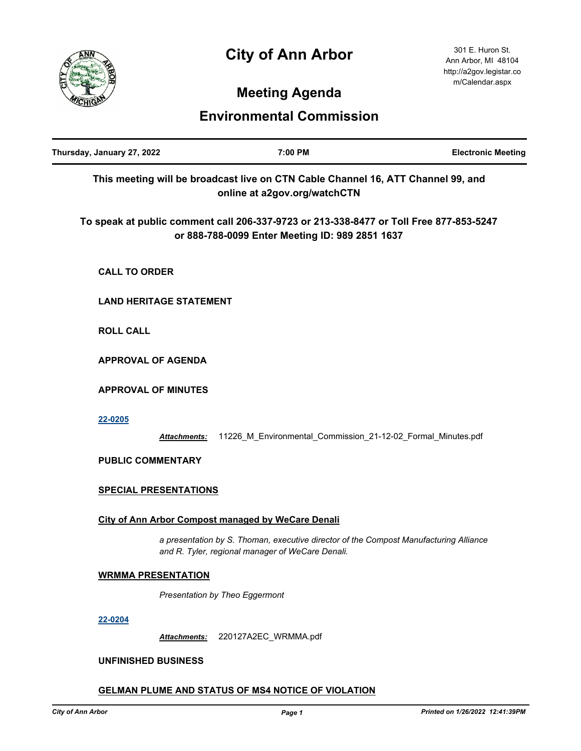// City of Ann Arbor

301 E. Huron St.
Ann Arbor, MI 48104
http://a2gov.legistar.com/Calendar.aspx

# City of Ann Arbor

## Meeting Agenda

## Environmental Commission

| Thursday, January 27, 2022 | 7:00 PM | Electronic Meeting |
|---|---|---|

**This meeting will be broadcast live on CTN Cable Channel 16, ATT Channel 99, and online at a2gov.org/watchCTN**

**To speak at public comment call 206-337-9723 or 213-338-8477 or Toll Free 877-853-5247 or 888-788-0099 Enter Meeting ID: 989 2851 1637**

**CALL TO ORDER**

**LAND HERITAGE STATEMENT**

**ROLL CALL**

**APPROVAL OF AGENDA**

**APPROVAL OF MINUTES**

**22-0205**

***Attachments:*** 11226_M_Environmental_Commission_21-12-02_Formal_Minutes.pdf

**PUBLIC COMMENTARY**

**SPECIAL PRESENTATIONS**

**City of Ann Arbor Compost managed by WeCare Denali**

*a presentation by S. Thoman, executive director of the Compost Manufacturing Alliance and R. Tyler, regional manager of WeCare Denali.*

**WRMMA PRESENTATION**

*Presentation by Theo Eggermont*

**22-0204**

***Attachments:*** 220127A2EC_WRMMA.pdf

**UNFINISHED BUSINESS**

**GELMAN PLUME AND STATUS OF MS4 NOTICE OF VIOLATION**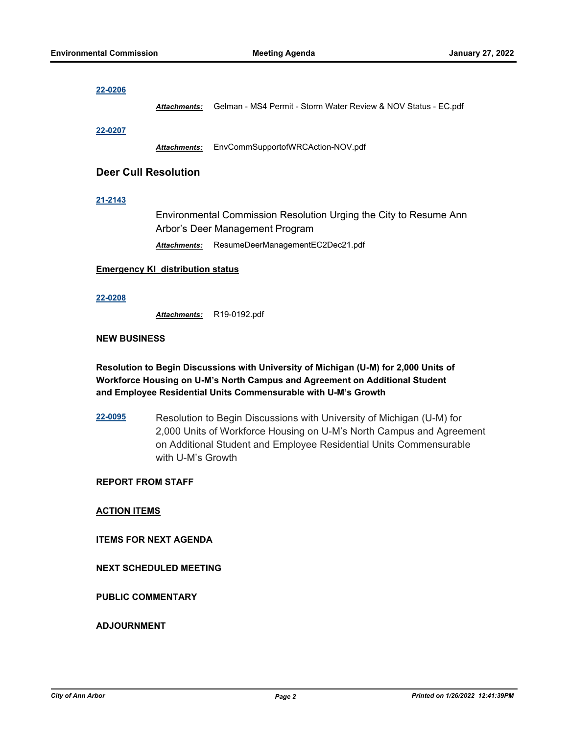**22-0206**

***Attachments:*** Gelman - MS4 Permit - Storm Water Review & NOV Status - EC.pdf

**22-0207**

***Attachments:*** EnvCommSupportofWRCAction-NOV.pdf

## Deer Cull Resolution

**21-2143**

Environmental Commission Resolution Urging the City to Resume Ann Arbor's Deer Management Program

***Attachments:*** ResumeDeerManagementEC2Dec21.pdf

**Emergency KI distribution status**

**22-0208**

***Attachments:*** R19-0192.pdf

**NEW BUSINESS**

**Resolution to Begin Discussions with University of Michigan (U-M) for 2,000 Units of Workforce Housing on U-M's North Campus and Agreement on Additional Student and Employee Residential Units Commensurable with U-M's Growth**

**22-0095** Resolution to Begin Discussions with University of Michigan (U-M) for 2,000 Units of Workforce Housing on U-M's North Campus and Agreement on Additional Student and Employee Residential Units Commensurable with U-M's Growth

**REPORT FROM STAFF**

**ACTION ITEMS**

**ITEMS FOR NEXT AGENDA**

**NEXT SCHEDULED MEETING**

**PUBLIC COMMENTARY**

**ADJOURNMENT**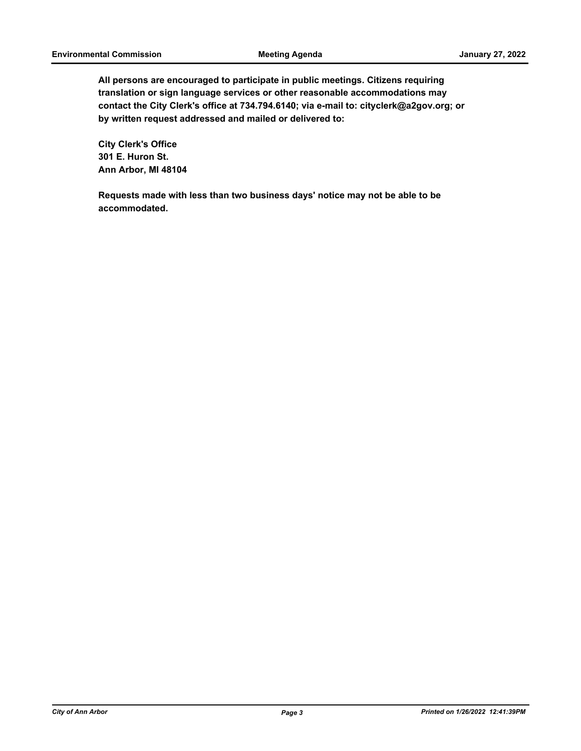**All persons are encouraged to participate in public meetings. Citizens requiring translation or sign language services or other reasonable accommodations may contact the City Clerk's office at 734.794.6140; via e-mail to: cityclerk@a2gov.org; or by written request addressed and mailed or delivered to:**

**City Clerk's Office**
**301 E. Huron St.**
**Ann Arbor, MI 48104**

**Requests made with less than two business days' notice may not be able to be accommodated.**